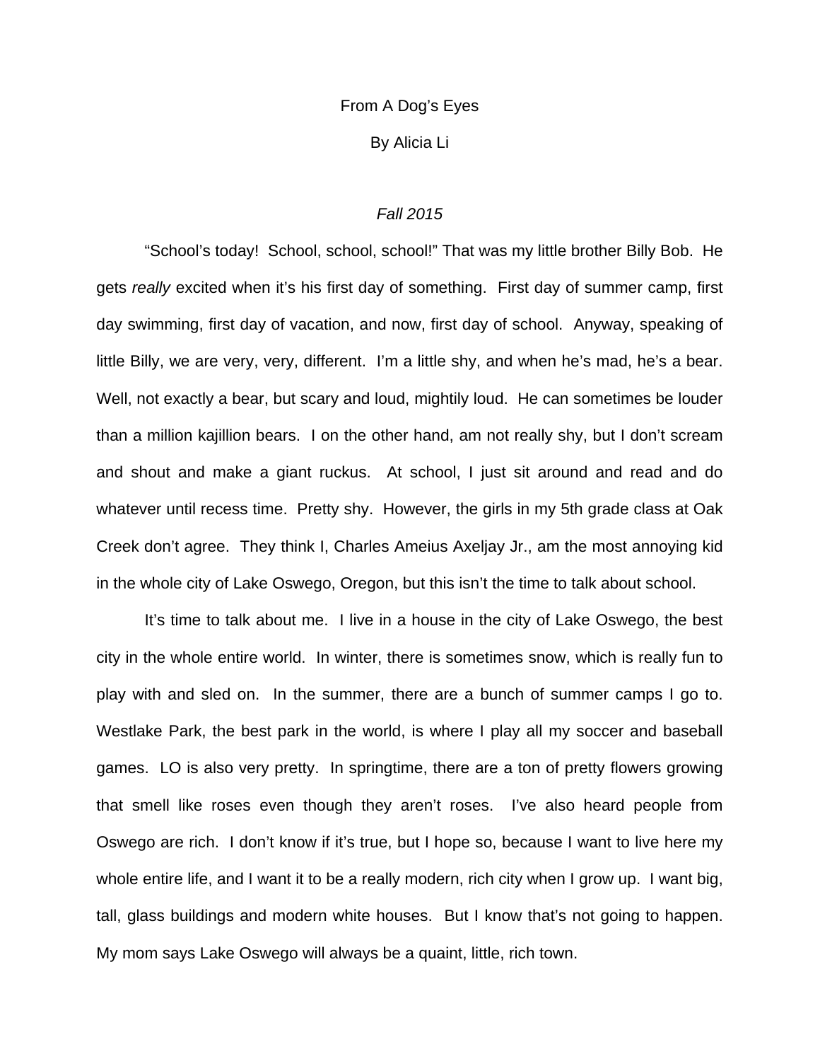# From A Dog's Eyes

By Alicia Li

*Fall 2015*

"School's today! School, school, school!" That was my little brother Billy Bob. He gets *really* excited when it's his first day of something. First day of summer camp, first day swimming, first day of vacation, and now, first day of school. Anyway, speaking of little Billy, we are very, very, different. I'm a little shy, and when he's mad, he's a bear. Well, not exactly a bear, but scary and loud, mightily loud. He can sometimes be louder than a million kajillion bears. I on the other hand, am not really shy, but I don't scream and shout and make a giant ruckus. At school, I just sit around and read and do whatever until recess time. Pretty shy. However, the girls in my 5th grade class at Oak Creek don't agree. They think I, Charles Ameius Axeljay Jr., am the most annoying kid in the whole city of Lake Oswego, Oregon, but this isn't the time to talk about school.

It's time to talk about me. I live in a house in the city of Lake Oswego, the best city in the whole entire world. In winter, there is sometimes snow, which is really fun to play with and sled on. In the summer, there are a bunch of summer camps I go to. Westlake Park, the best park in the world, is where I play all my soccer and baseball games. LO is also very pretty. In springtime, there are a ton of pretty flowers growing that smell like roses even though they aren't roses. I've also heard people from Oswego are rich. I don't know if it's true, but I hope so, because I want to live here my whole entire life, and I want it to be a really modern, rich city when I grow up. I want big, tall, glass buildings and modern white houses. But I know that's not going to happen. My mom says Lake Oswego will always be a quaint, little, rich town.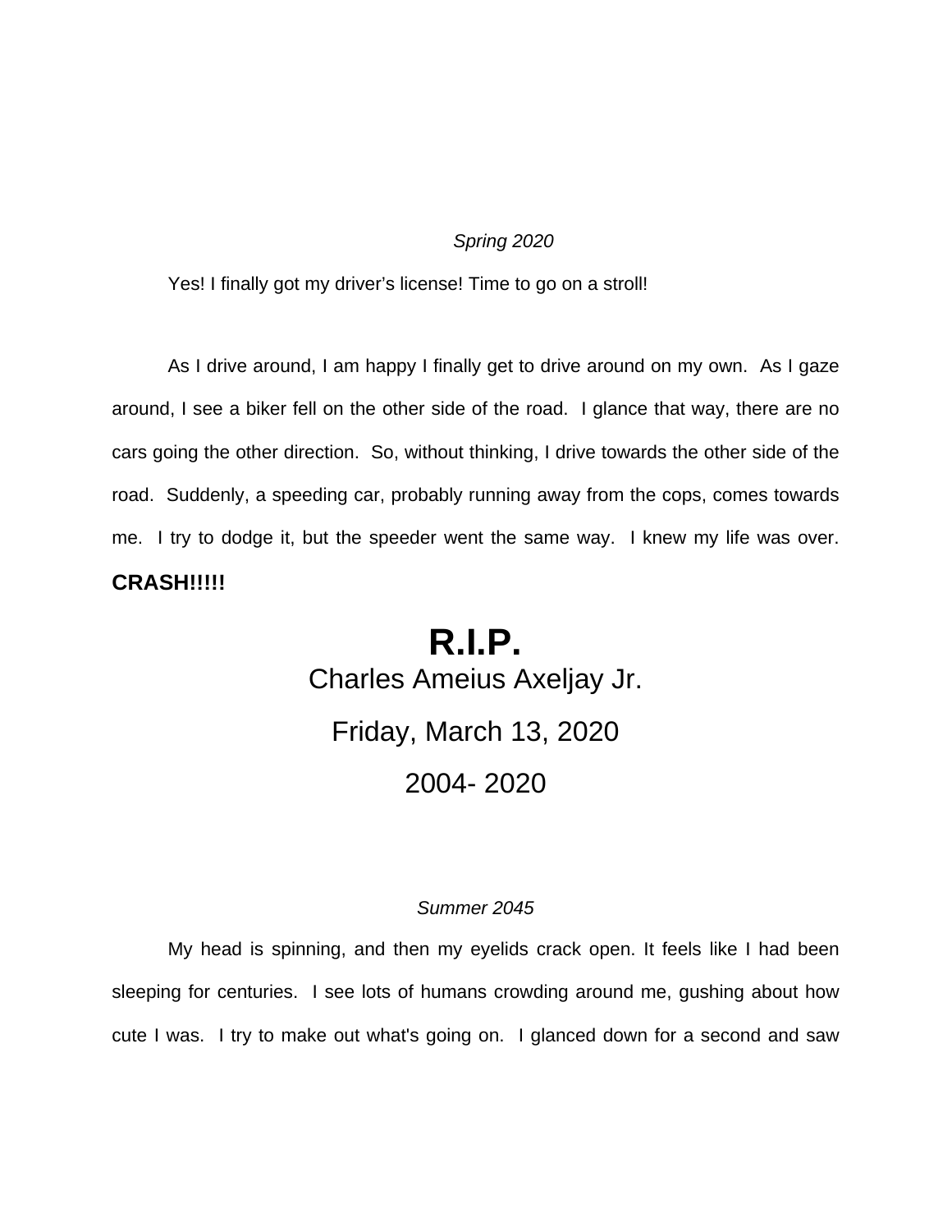*Spring 2020*

Yes! I finally got my driver's license! Time to go on a stroll!

As I drive around, I am happy I finally get to drive around on my own. As I gaze around, I see a biker fell on the other side of the road. I glance that way, there are no cars going the other direction. So, without thinking, I drive towards the other side of the road. Suddenly, a speeding car, probably running away from the cops, comes towards me. I try to dodge it, but the speeder went the same way. I knew my life was over. **CRASH!!!!!**

# R.I.P.

Charles Ameius Axeljay Jr.

Friday, March 13, 2020

2004- 2020

*Summer 2045*

My head is spinning, and then my eyelids crack open. It feels like I had been sleeping for centuries. I see lots of humans crowding around me, gushing about how cute I was. I try to make out what's going on. I glanced down for a second and saw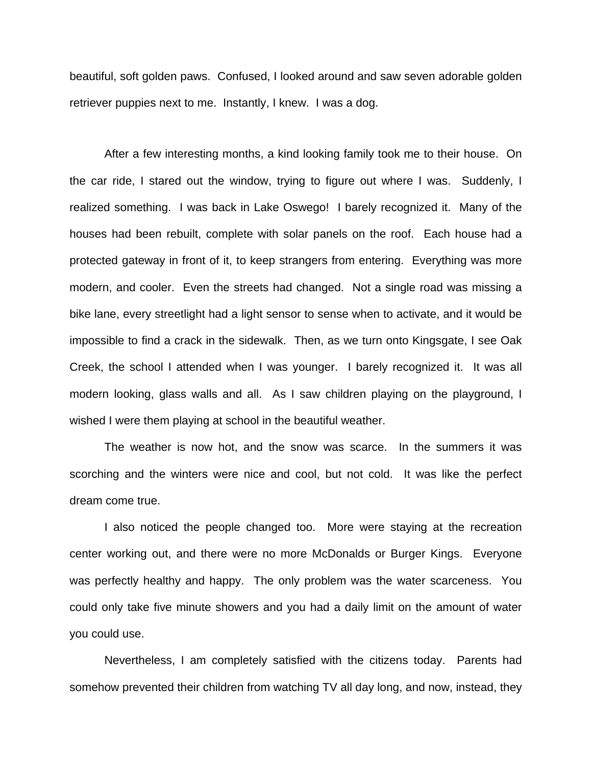beautiful, soft golden paws. Confused, I looked around and saw seven adorable golden retriever puppies next to me. Instantly, I knew. I was a dog.

After a few interesting months, a kind looking family took me to their house. On the car ride, I stared out the window, trying to figure out where I was. Suddenly, I realized something. I was back in Lake Oswego! I barely recognized it. Many of the houses had been rebuilt, complete with solar panels on the roof. Each house had a protected gateway in front of it, to keep strangers from entering. Everything was more modern, and cooler. Even the streets had changed. Not a single road was missing a bike lane, every streetlight had a light sensor to sense when to activate, and it would be impossible to find a crack in the sidewalk. Then, as we turn onto Kingsgate, I see Oak Creek, the school I attended when I was younger. I barely recognized it. It was all modern looking, glass walls and all. As I saw children playing on the playground, I wished I were them playing at school in the beautiful weather.

The weather is now hot, and the snow was scarce. In the summers it was scorching and the winters were nice and cool, but not cold. It was like the perfect dream come true.

I also noticed the people changed too. More were staying at the recreation center working out, and there were no more McDonalds or Burger Kings. Everyone was perfectly healthy and happy. The only problem was the water scarceness. You could only take five minute showers and you had a daily limit on the amount of water you could use.

Nevertheless, I am completely satisfied with the citizens today. Parents had somehow prevented their children from watching TV all day long, and now, instead, they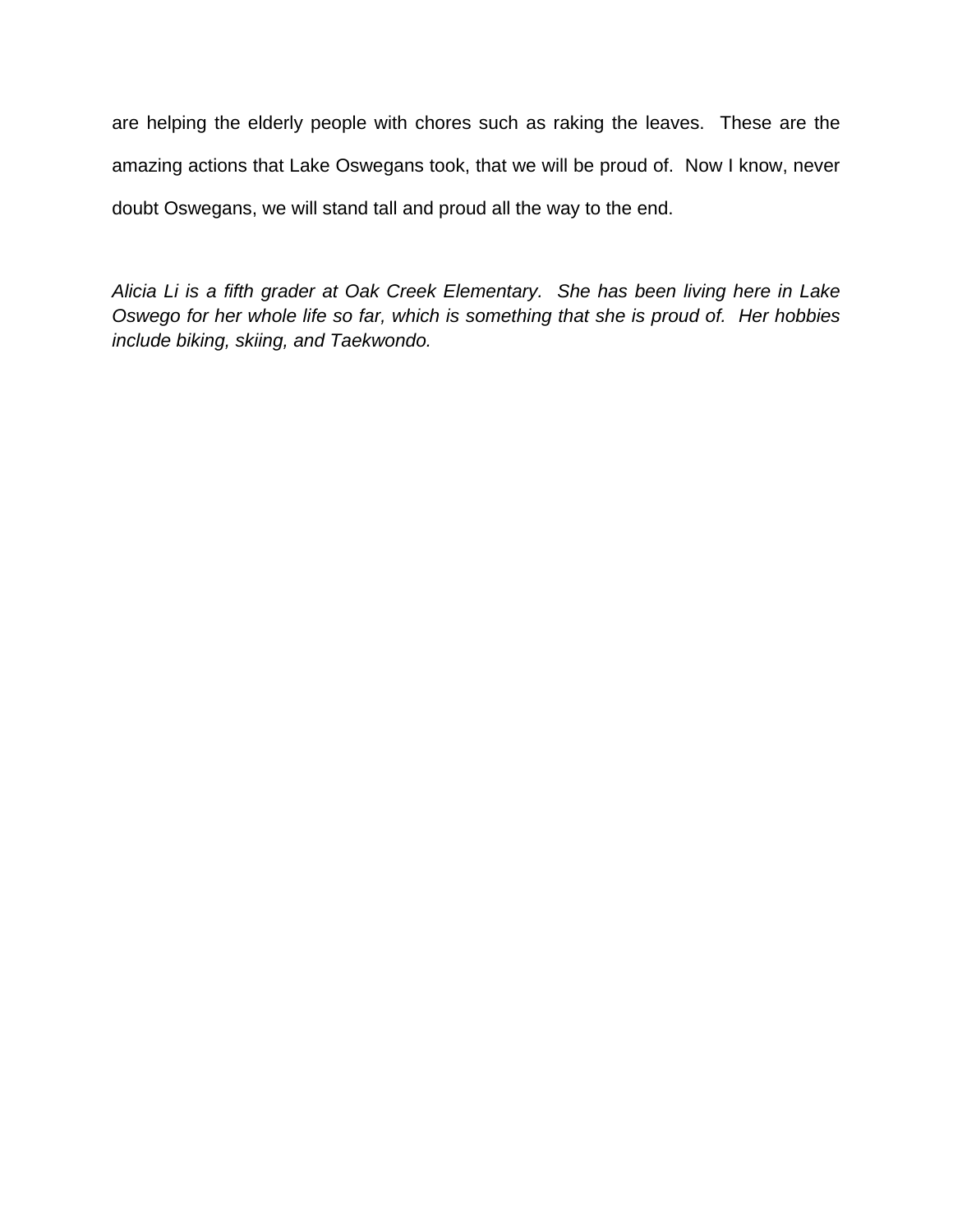are helping the elderly people with chores such as raking the leaves. These are the amazing actions that Lake Oswegans took, that we will be proud of. Now I know, never doubt Oswegans, we will stand tall and proud all the way to the end.

*Alicia Li is a fifth grader at Oak Creek Elementary. She has been living here in Lake Oswego for her whole life so far, which is something that she is proud of. Her hobbies include biking, skiing, and Taekwondo.*